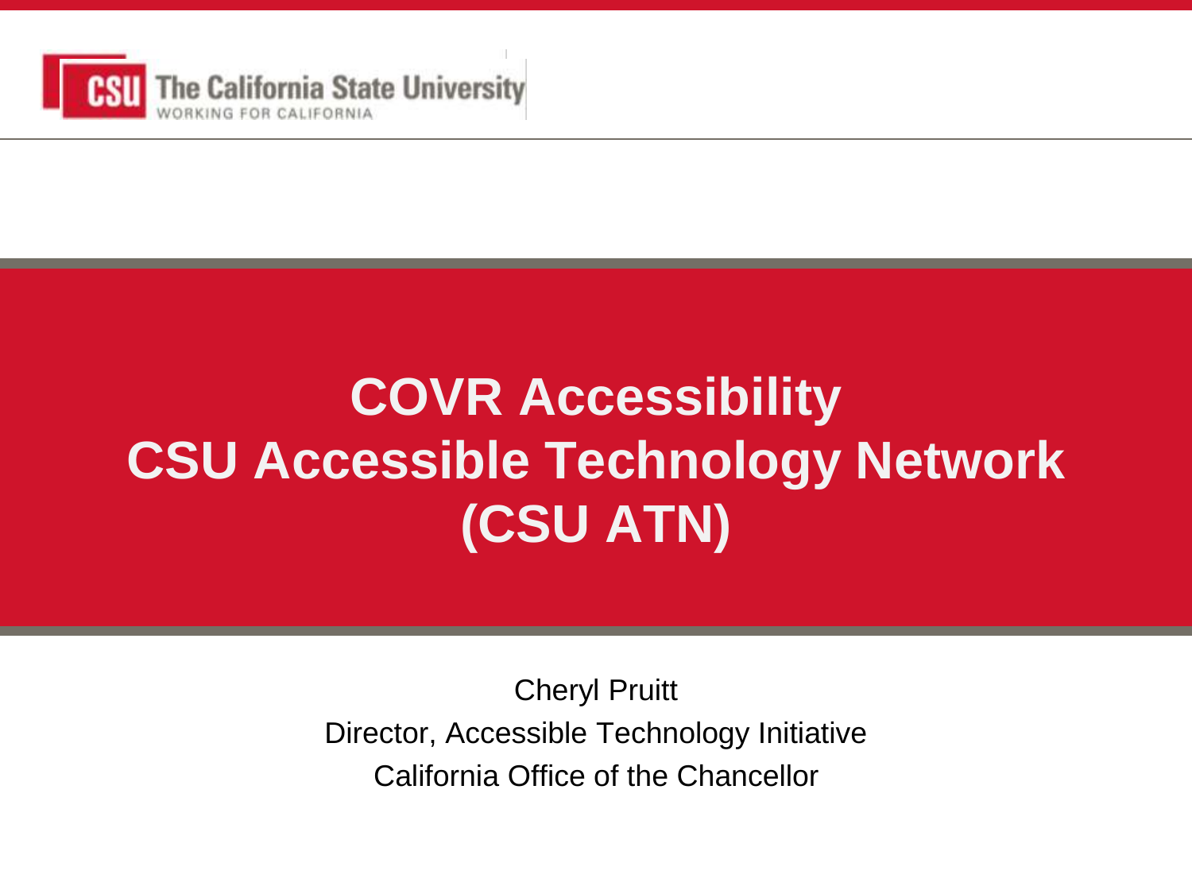The California State University
WORKING FOR CALIFORNIA

# COVR Accessibility
# CSU Accessible Technology Network (CSU ATN)

Cheryl Pruitt

Director, Accessible Technology Initiative

California Office of the Chancellor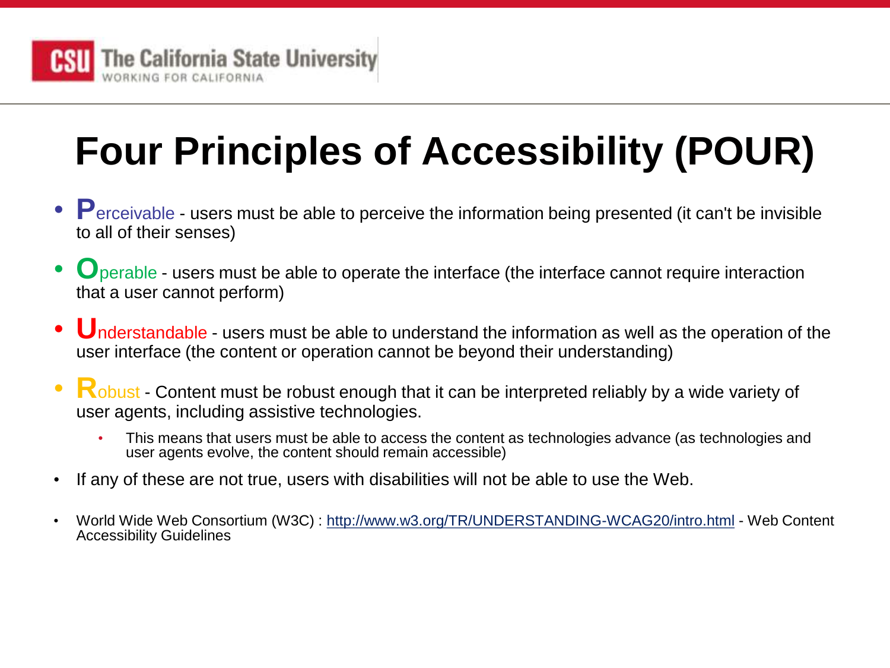# Four Principles of Accessibility (POUR)

- **P**erceivable - users must be able to perceive the information being presented (it can't be invisible to all of their senses)
- **O**perable - users must be able to operate the interface (the interface cannot require interaction that a user cannot perform)
- **U**nderstandable - users must be able to understand the information as well as the operation of the user interface (the content or operation cannot be beyond their understanding)
- **R**obust - Content must be robust enough that it can be interpreted reliably by a wide variety of user agents, including assistive technologies.
  - This means that users must be able to access the content as technologies advance (as technologies and user agents evolve, the content should remain accessible)
- If any of these are not true, users with disabilities will not be able to use the Web.
- World Wide Web Consortium (W3C) : [http://www.w3.org/TR/UNDERSTANDING-WCAG20/intro.html](http://www.w3.org/TR/UNDERSTANDING-WCAG20/intro.html) - Web Content Accessibility Guidelines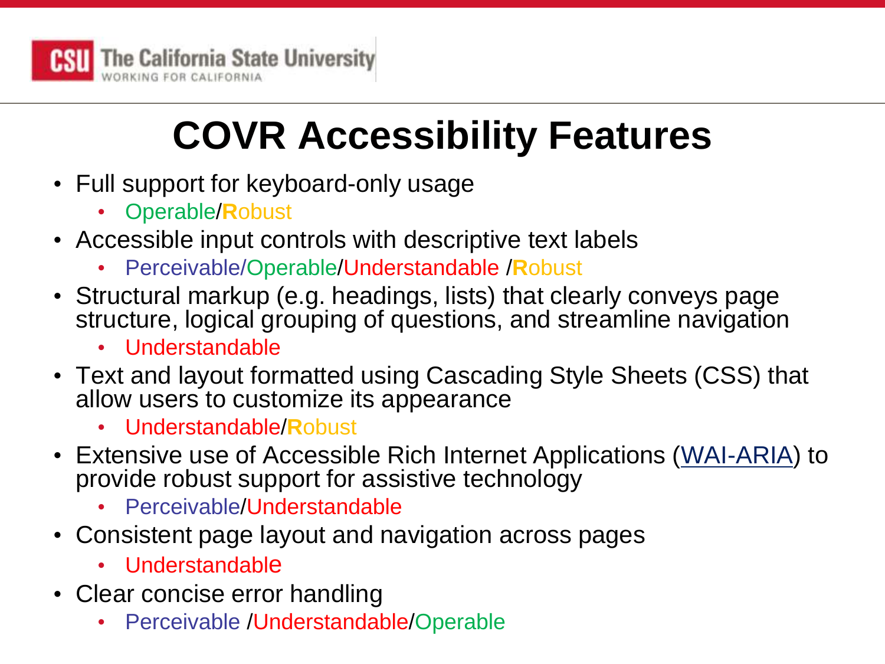# COVR Accessibility Features

- Full support for keyboard-only usage
  - Operable/**R**obust
- Accessible input controls with descriptive text labels
  - Perceivable/Operable/Understandable /**R**obust
- Structural markup (e.g. headings, lists) that clearly conveys page structure, logical grouping of questions, and streamline navigation
  - Understandable
- Text and layout formatted using Cascading Style Sheets (CSS) that allow users to customize its appearance
  - Understandable/**R**obust
- Extensive use of Accessible Rich Internet Applications (WAI-ARIA) to provide robust support for assistive technology
  - Perceivable/Understandable
- Consistent page layout and navigation across pages
  - Understandable
- Clear concise error handling
  - Perceivable /Understandable/Operable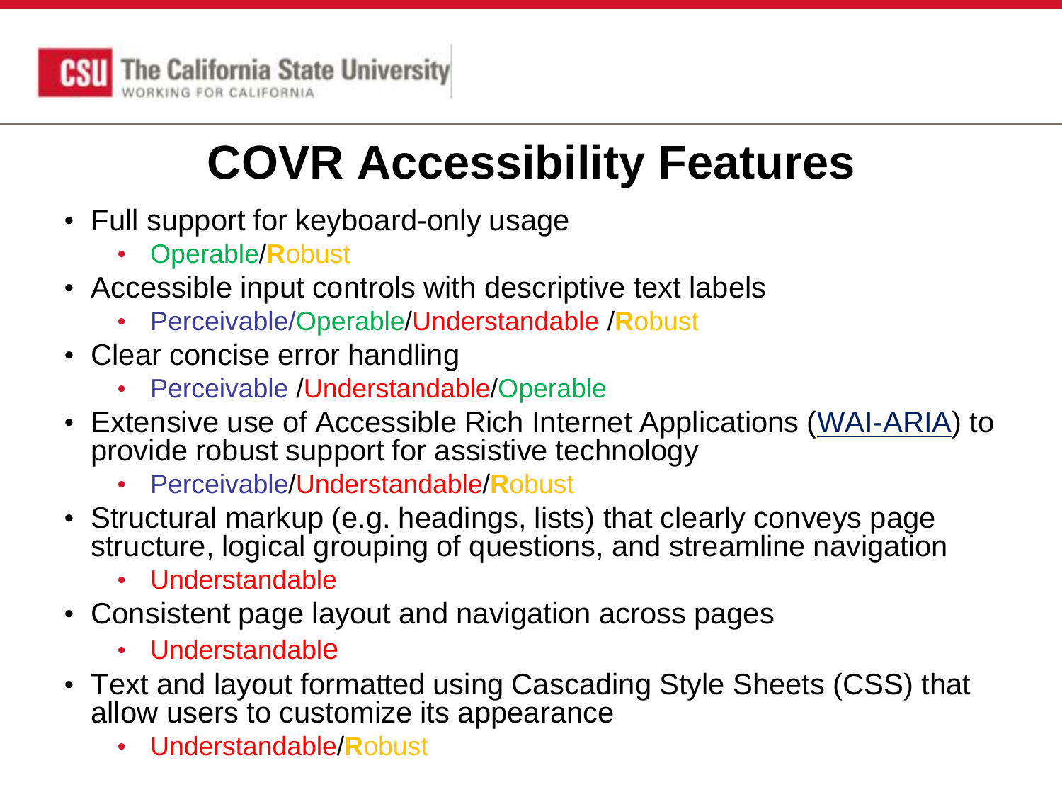# COVR Accessibility Features

- Full support for keyboard-only usage
  - Operable/**R**obust
- Accessible input controls with descriptive text labels
  - Perceivable/Operable/Understandable /**R**obust
- Clear concise error handling
  - Perceivable /Understandable/Operable
- Extensive use of Accessible Rich Internet Applications (WAI-ARIA) to provide robust support for assistive technology
  - Perceivable/Understandable/**R**obust
- Structural markup (e.g. headings, lists) that clearly conveys page structure, logical grouping of questions, and streamline navigation
  - Understandable
- Consistent page layout and navigation across pages
  - Understandable
- Text and layout formatted using Cascading Style Sheets (CSS) that allow users to customize its appearance
  - Understandable/**R**obust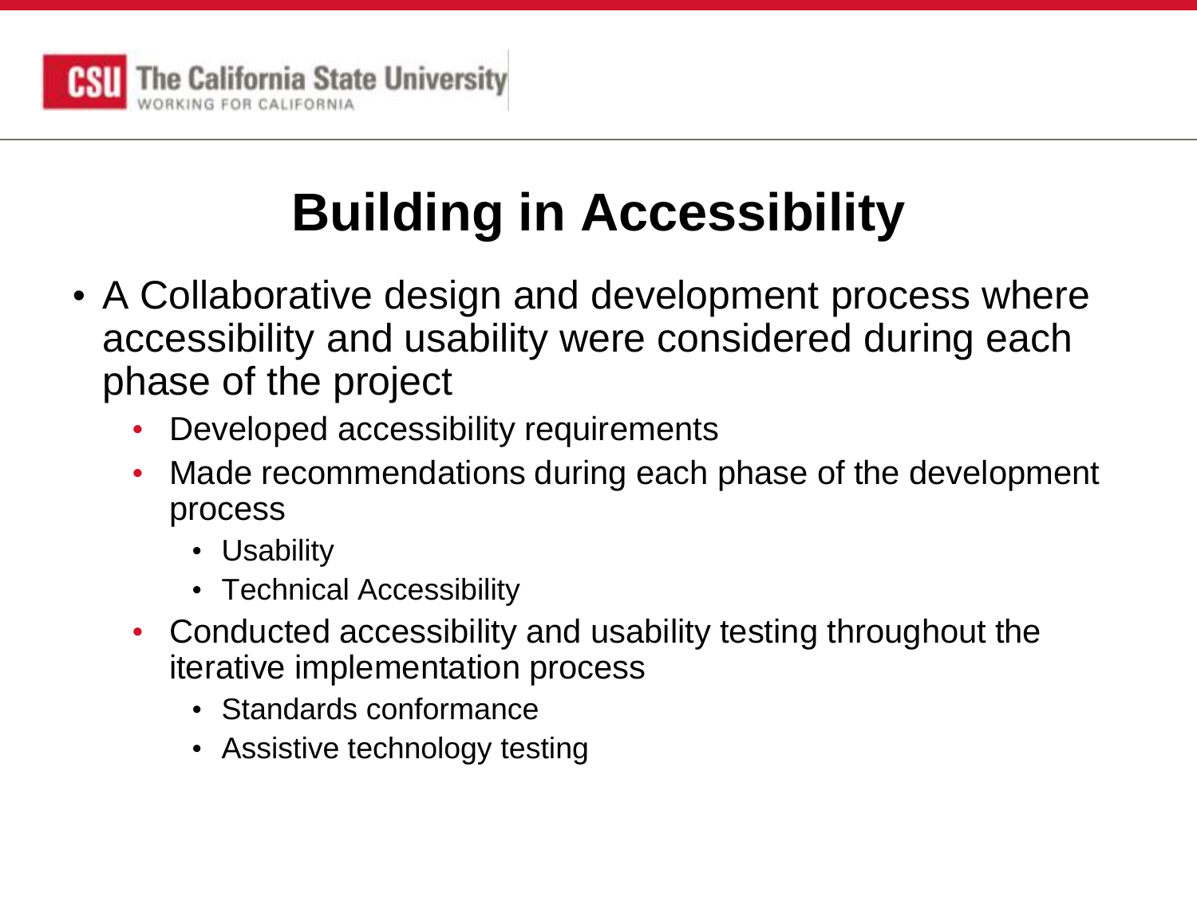# Building in Accessibility

- A Collaborative design and development process where accessibility and usability were considered during each phase of the project
  - Developed accessibility requirements
  - Made recommendations during each phase of the development process
    - Usability
    - Technical Accessibility
  - Conducted accessibility and usability testing throughout the iterative implementation process
    - Standards conformance
    - Assistive technology testing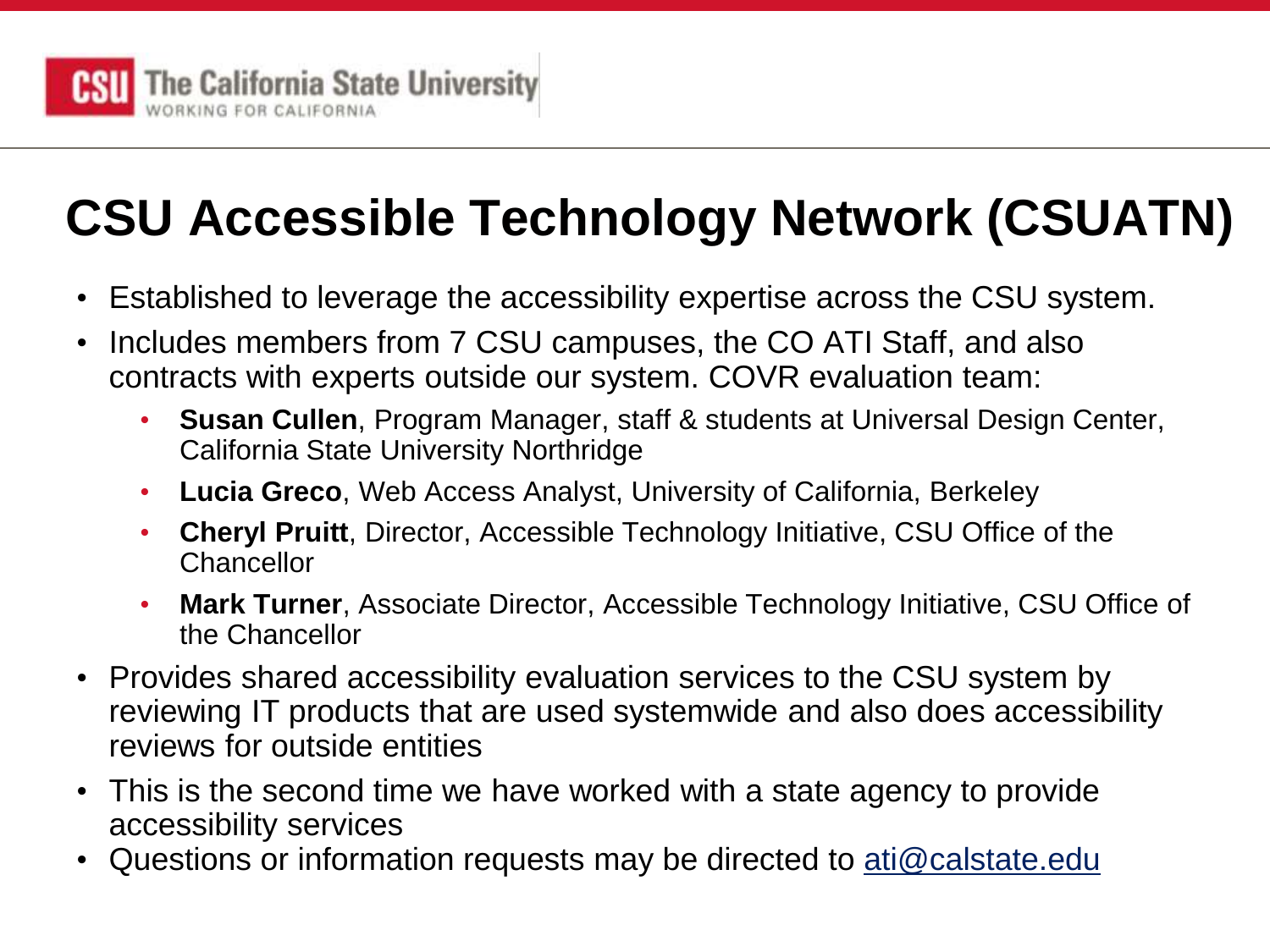# CSU Accessible Technology Network (CSUATN)

- Established to leverage the accessibility expertise across the CSU system.
- Includes members from 7 CSU campuses, the CO ATI Staff, and also contracts with experts outside our system. COVR evaluation team:
  - **Susan Cullen**, Program Manager, staff & students at Universal Design Center, California State University Northridge
  - **Lucia Greco**, Web Access Analyst, University of California, Berkeley
  - **Cheryl Pruitt**, Director, Accessible Technology Initiative, CSU Office of the Chancellor
  - **Mark Turner**, Associate Director, Accessible Technology Initiative, CSU Office of the Chancellor
- Provides shared accessibility evaluation services to the CSU system by reviewing IT products that are used systemwide and also does accessibility reviews for outside entities
- This is the second time we have worked with a state agency to provide accessibility services
- Questions or information requests may be directed to ati@calstate.edu